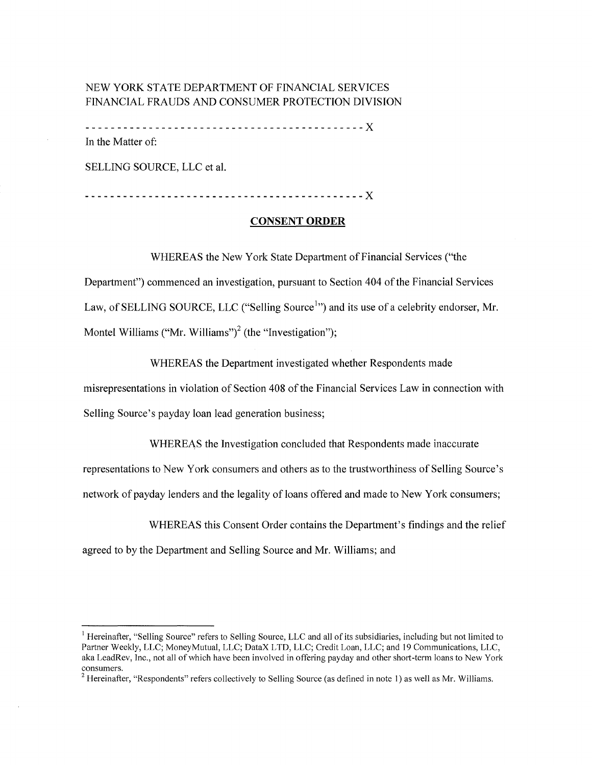NEW YORK STATE DEPARTMENT OF FINANCIAL SERVICES
FINANCIAL FRAUDS AND CONSUMER PROTECTION DIVISION

--------------------------------------------- X

In the Matter of:

SELLING SOURCE, LLC et al.

--------------------------------------------- X

**CONSENT ORDER**

WHEREAS the New York State Department of Financial Services ("the Department") commenced an investigation, pursuant to Section 404 of the Financial Services Law, of SELLING SOURCE, LLC ("Selling Source[1]") and its use of a celebrity endorser, Mr. Montel Williams ("Mr. Williams")[2] (the "Investigation");

WHEREAS the Department investigated whether Respondents made misrepresentations in violation of Section 408 of the Financial Services Law in connection with Selling Source's payday loan lead generation business;

WHEREAS the Investigation concluded that Respondents made inaccurate representations to New York consumers and others as to the trustworthiness of Selling Source's network of payday lenders and the legality of loans offered and made to New York consumers;

WHEREAS this Consent Order contains the Department's findings and the relief agreed to by the Department and Selling Source and Mr. Williams; and

---

[1] Hereinafter, "Selling Source" refers to Selling Source, LLC and all of its subsidiaries, including but not limited to Partner Weekly, LLC; MoneyMutual, LLC; DataX LTD, LLC; Credit Loan, LLC; and 19 Communications, LLC, aka LeadRev, Inc., not all of which have been involved in offering payday and other short-term loans to New York consumers.

[2] Hereinafter, "Respondents" refers collectively to Selling Source (as defined in note 1) as well as Mr. Williams.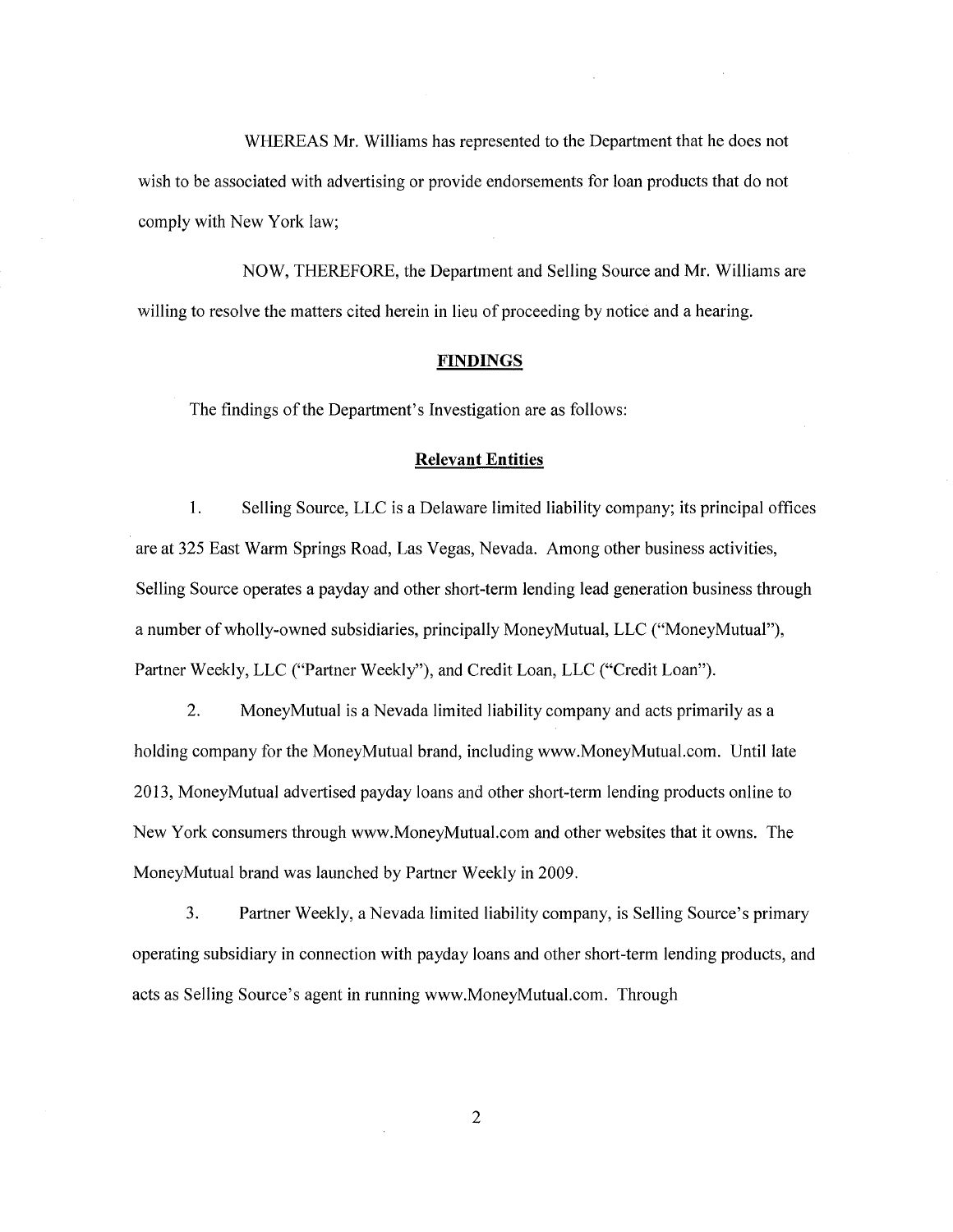WHEREAS Mr. Williams has represented to the Department that he does not wish to be associated with advertising or provide endorsements for loan products that do not comply with New York law;

NOW, THEREFORE, the Department and Selling Source and Mr. Williams are willing to resolve the matters cited herein in lieu of proceeding by notice and a hearing.

## FINDINGS

The findings of the Department's Investigation are as follows:

### Relevant Entities

1. Selling Source, LLC is a Delaware limited liability company; its principal offices are at 325 East Warm Springs Road, Las Vegas, Nevada. Among other business activities, Selling Source operates a payday and other short-term lending lead generation business through a number of wholly-owned subsidiaries, principally MoneyMutual, LLC ("MoneyMutual"), Partner Weekly, LLC ("Partner Weekly"), and Credit Loan, LLC ("Credit Loan").

2. MoneyMutual is a Nevada limited liability company and acts primarily as a holding company for the MoneyMutual brand, including www.MoneyMutual.com. Until late 2013, MoneyMutual advertised payday loans and other short-term lending products online to New York consumers through www.MoneyMutual.com and other websites that it owns. The MoneyMutual brand was launched by Partner Weekly in 2009.

3. Partner Weekly, a Nevada limited liability company, is Selling Source's primary operating subsidiary in connection with payday loans and other short-term lending products, and acts as Selling Source's agent in running www.MoneyMutual.com. Through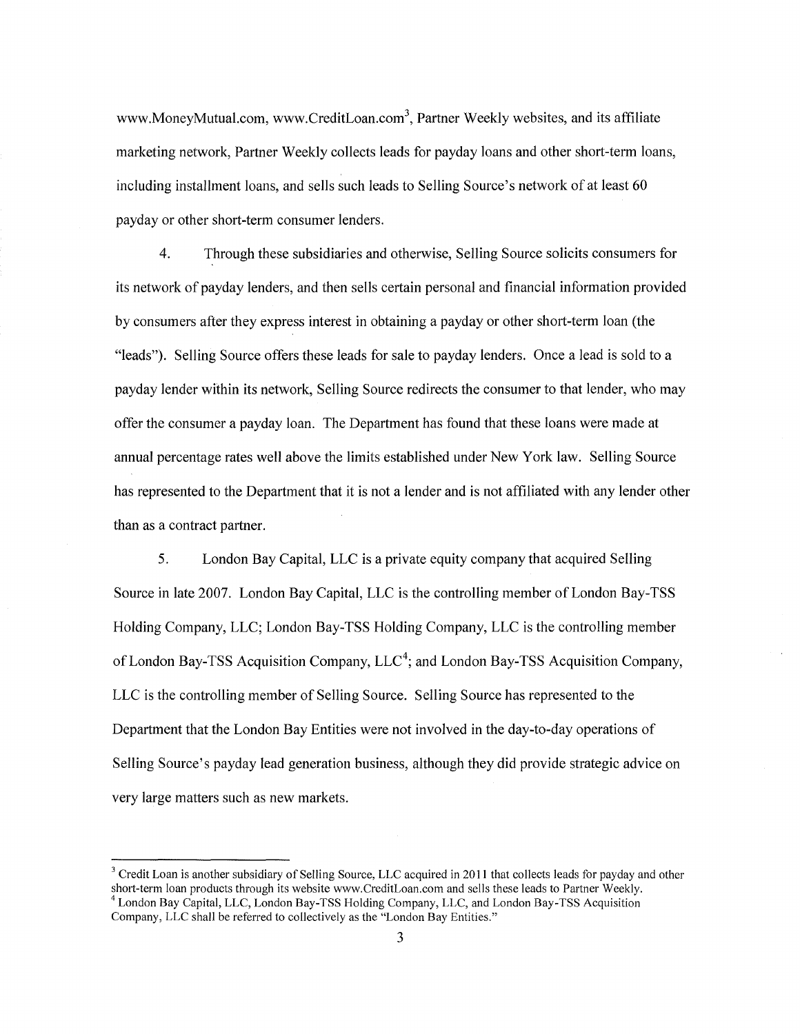www.MoneyMutual.com, www.CreditLoan.com[3], Partner Weekly websites, and its affiliate marketing network, Partner Weekly collects leads for payday loans and other short-term loans, including installment loans, and sells such leads to Selling Source's network of at least 60 payday or other short-term consumer lenders.

4. Through these subsidiaries and otherwise, Selling Source solicits consumers for its network of payday lenders, and then sells certain personal and financial information provided by consumers after they express interest in obtaining a payday or other short-term loan (the "leads"). Selling Source offers these leads for sale to payday lenders. Once a lead is sold to a payday lender within its network, Selling Source redirects the consumer to that lender, who may offer the consumer a payday loan. The Department has found that these loans were made at annual percentage rates well above the limits established under New York law. Selling Source has represented to the Department that it is not a lender and is not affiliated with any lender other than as a contract partner.

5. London Bay Capital, LLC is a private equity company that acquired Selling Source in late 2007. London Bay Capital, LLC is the controlling member of London Bay-TSS Holding Company, LLC; London Bay-TSS Holding Company, LLC is the controlling member of London Bay-TSS Acquisition Company, LLC[4]; and London Bay-TSS Acquisition Company, LLC is the controlling member of Selling Source. Selling Source has represented to the Department that the London Bay Entities were not involved in the day-to-day operations of Selling Source's payday lead generation business, although they did provide strategic advice on very large matters such as new markets.

---

[3] Credit Loan is another subsidiary of Selling Source, LLC acquired in 2011 that collects leads for payday and other short-term loan products through its website www.CreditLoan.com and sells these leads to Partner Weekly.

[4] London Bay Capital, LLC, London Bay-TSS Holding Company, LLC, and London Bay-TSS Acquisition Company, LLC shall be referred to collectively as the "London Bay Entities."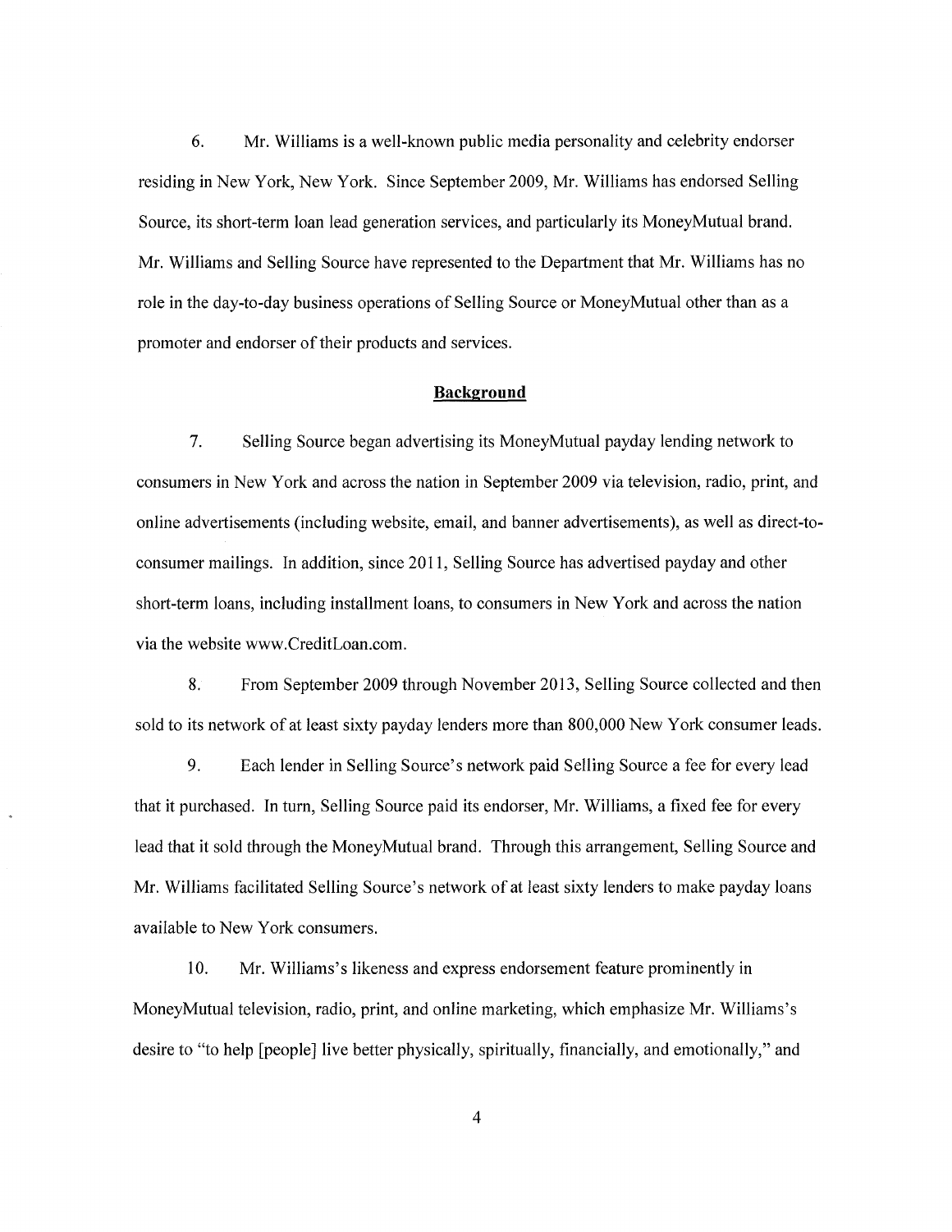6. Mr. Williams is a well-known public media personality and celebrity endorser residing in New York, New York. Since September 2009, Mr. Williams has endorsed Selling Source, its short-term loan lead generation services, and particularly its MoneyMutual brand. Mr. Williams and Selling Source have represented to the Department that Mr. Williams has no role in the day-to-day business operations of Selling Source or MoneyMutual other than as a promoter and endorser of their products and services.

## Background

7. Selling Source began advertising its MoneyMutual payday lending network to consumers in New York and across the nation in September 2009 via television, radio, print, and online advertisements (including website, email, and banner advertisements), as well as direct-to-consumer mailings. In addition, since 2011, Selling Source has advertised payday and other short-term loans, including installment loans, to consumers in New York and across the nation via the website www.CreditLoan.com.

8. From September 2009 through November 2013, Selling Source collected and then sold to its network of at least sixty payday lenders more than 800,000 New York consumer leads.

9. Each lender in Selling Source's network paid Selling Source a fee for every lead that it purchased. In turn, Selling Source paid its endorser, Mr. Williams, a fixed fee for every lead that it sold through the MoneyMutual brand. Through this arrangement, Selling Source and Mr. Williams facilitated Selling Source's network of at least sixty lenders to make payday loans available to New York consumers.

10. Mr. Williams's likeness and express endorsement feature prominently in MoneyMutual television, radio, print, and online marketing, which emphasize Mr. Williams's desire to "to help [people] live better physically, spiritually, financially, and emotionally," and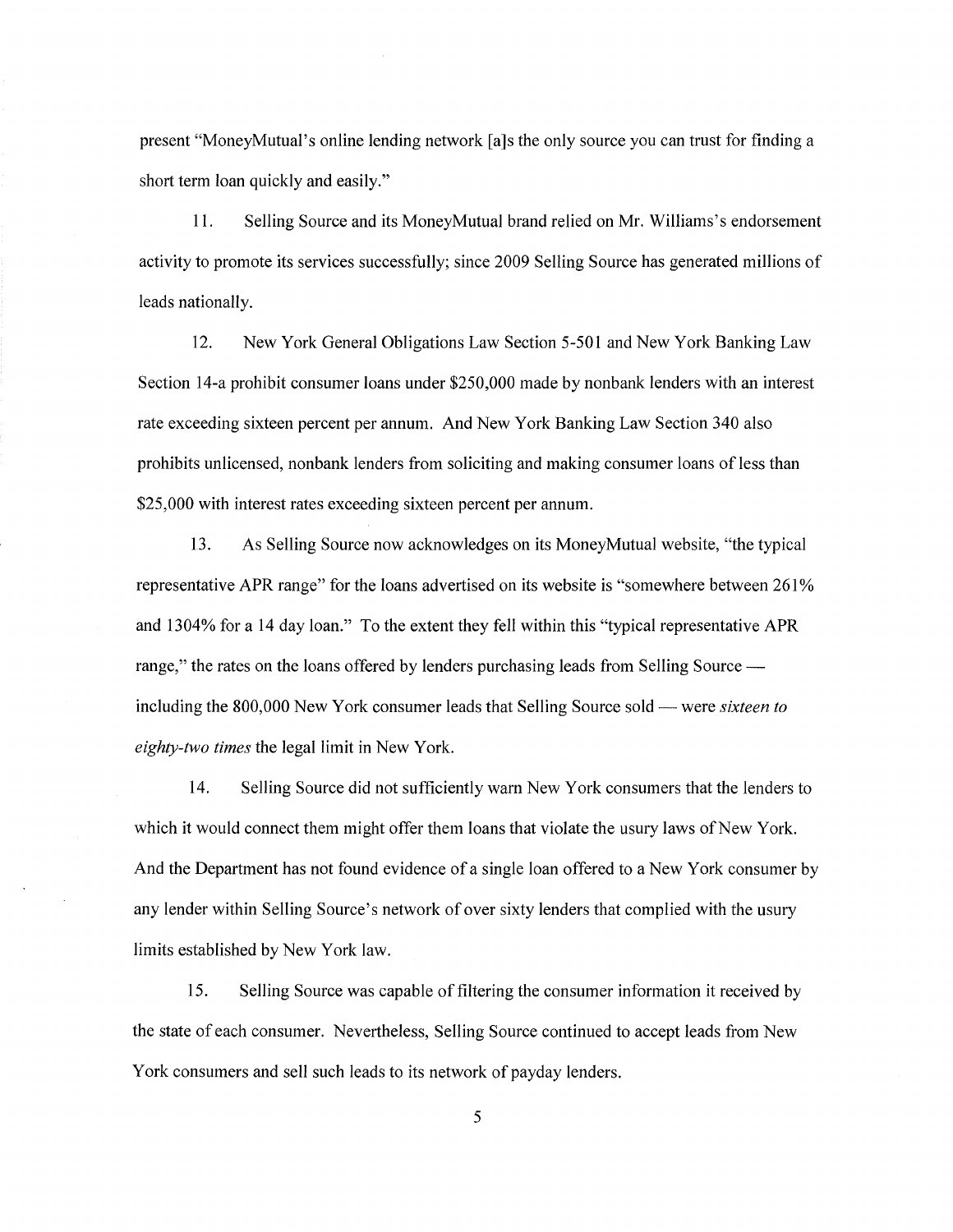present "MoneyMutual's online lending network [a]s the only source you can trust for finding a short term loan quickly and easily."

11. Selling Source and its MoneyMutual brand relied on Mr. Williams's endorsement activity to promote its services successfully; since 2009 Selling Source has generated millions of leads nationally.

12. New York General Obligations Law Section 5-501 and New York Banking Law Section 14-a prohibit consumer loans under $250,000 made by nonbank lenders with an interest rate exceeding sixteen percent per annum. And New York Banking Law Section 340 also prohibits unlicensed, nonbank lenders from soliciting and making consumer loans of less than $25,000 with interest rates exceeding sixteen percent per annum.

13. As Selling Source now acknowledges on its MoneyMutual website, "the typical representative APR range" for the loans advertised on its website is "somewhere between 261% and 1304% for a 14 day loan." To the extent they fell within this "typical representative APR range," the rates on the loans offered by lenders purchasing leads from Selling Source — including the 800,000 New York consumer leads that Selling Source sold — were *sixteen to eighty-two times* the legal limit in New York.

14. Selling Source did not sufficiently warn New York consumers that the lenders to which it would connect them might offer them loans that violate the usury laws of New York. And the Department has not found evidence of a single loan offered to a New York consumer by any lender within Selling Source's network of over sixty lenders that complied with the usury limits established by New York law.

15. Selling Source was capable of filtering the consumer information it received by the state of each consumer. Nevertheless, Selling Source continued to accept leads from New York consumers and sell such leads to its network of payday lenders.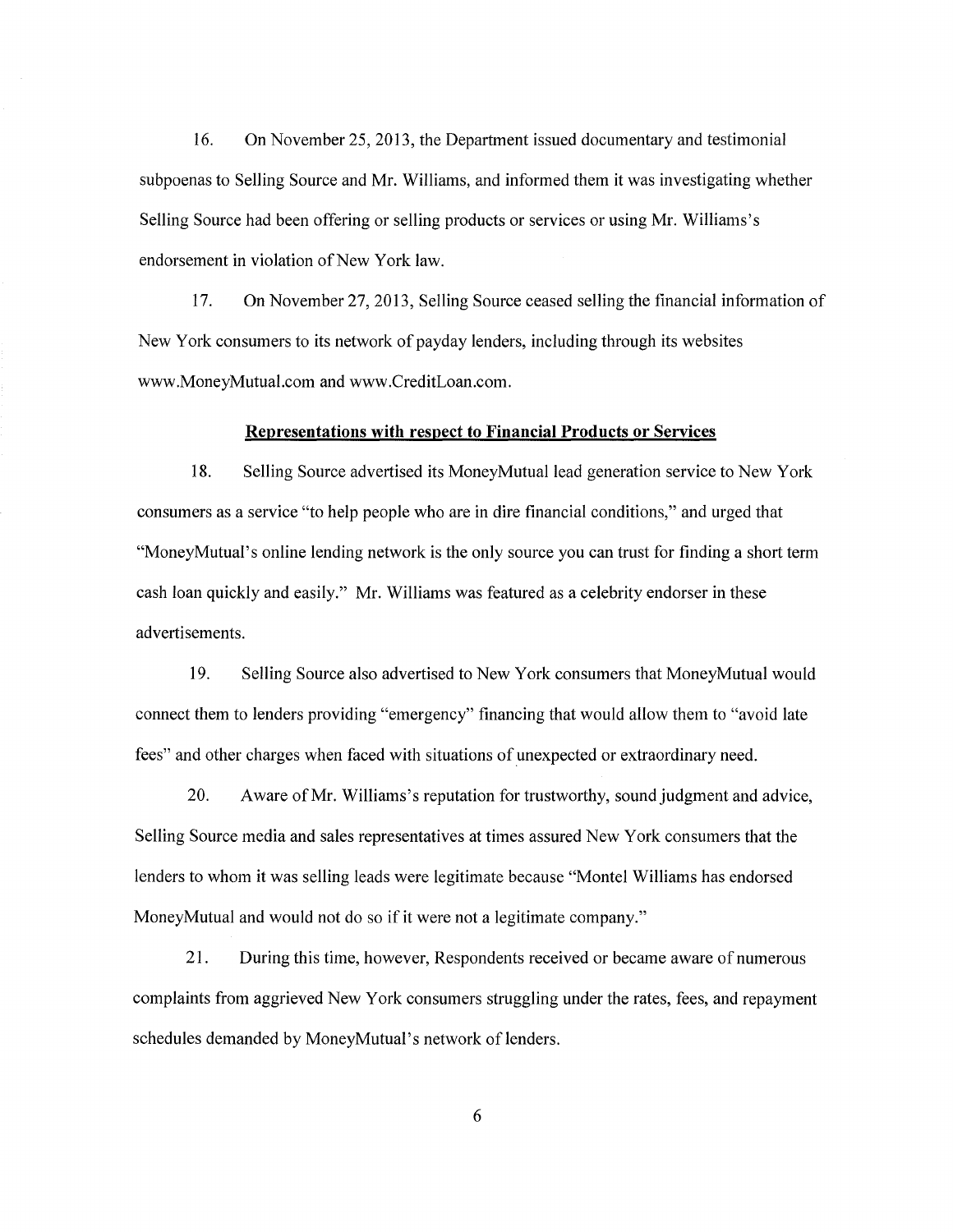16. On November 25, 2013, the Department issued documentary and testimonial subpoenas to Selling Source and Mr. Williams, and informed them it was investigating whether Selling Source had been offering or selling products or services or using Mr. Williams's endorsement in violation of New York law.

17. On November 27, 2013, Selling Source ceased selling the financial information of New York consumers to its network of payday lenders, including through its websites www.MoneyMutual.com and www.CreditLoan.com.

**Representations with respect to Financial Products or Services**

18. Selling Source advertised its MoneyMutual lead generation service to New York consumers as a service "to help people who are in dire financial conditions," and urged that "MoneyMutual's online lending network is the only source you can trust for finding a short term cash loan quickly and easily." Mr. Williams was featured as a celebrity endorser in these advertisements.

19. Selling Source also advertised to New York consumers that MoneyMutual would connect them to lenders providing "emergency" financing that would allow them to "avoid late fees" and other charges when faced with situations of unexpected or extraordinary need.

20. Aware of Mr. Williams's reputation for trustworthy, sound judgment and advice, Selling Source media and sales representatives at times assured New York consumers that the lenders to whom it was selling leads were legitimate because "Montel Williams has endorsed MoneyMutual and would not do so if it were not a legitimate company."

21. During this time, however, Respondents received or became aware of numerous complaints from aggrieved New York consumers struggling under the rates, fees, and repayment schedules demanded by MoneyMutual's network of lenders.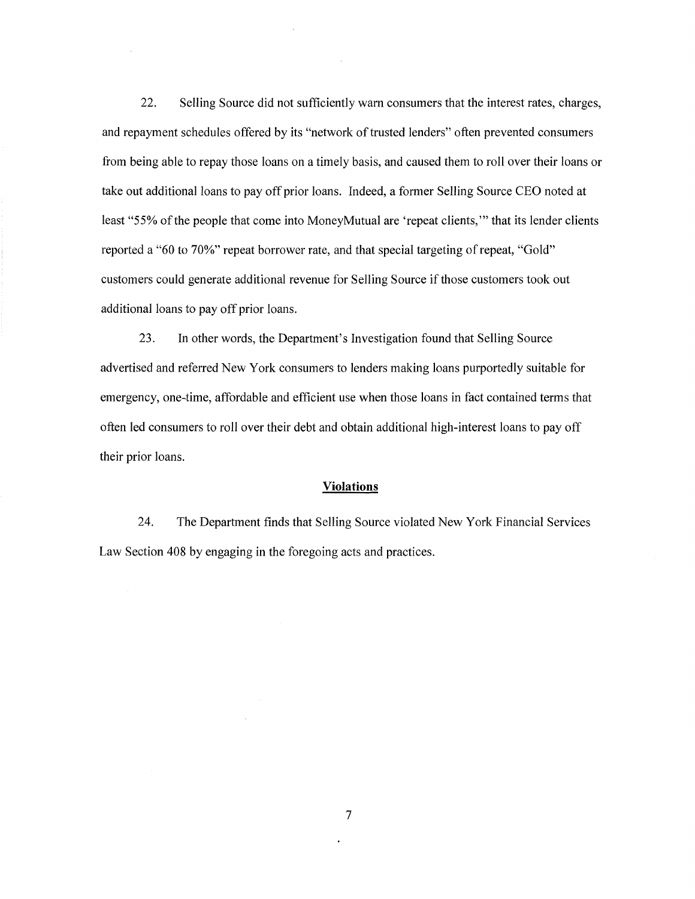22. Selling Source did not sufficiently warn consumers that the interest rates, charges, and repayment schedules offered by its "network of trusted lenders" often prevented consumers from being able to repay those loans on a timely basis, and caused them to roll over their loans or take out additional loans to pay off prior loans. Indeed, a former Selling Source CEO noted at least "55% of the people that come into MoneyMutual are 'repeat clients,'" that its lender clients reported a "60 to 70%" repeat borrower rate, and that special targeting of repeat, "Gold" customers could generate additional revenue for Selling Source if those customers took out additional loans to pay off prior loans.

23. In other words, the Department's Investigation found that Selling Source advertised and referred New York consumers to lenders making loans purportedly suitable for emergency, one-time, affordable and efficient use when those loans in fact contained terms that often led consumers to roll over their debt and obtain additional high-interest loans to pay off their prior loans.

## Violations

24. The Department finds that Selling Source violated New York Financial Services Law Section 408 by engaging in the foregoing acts and practices.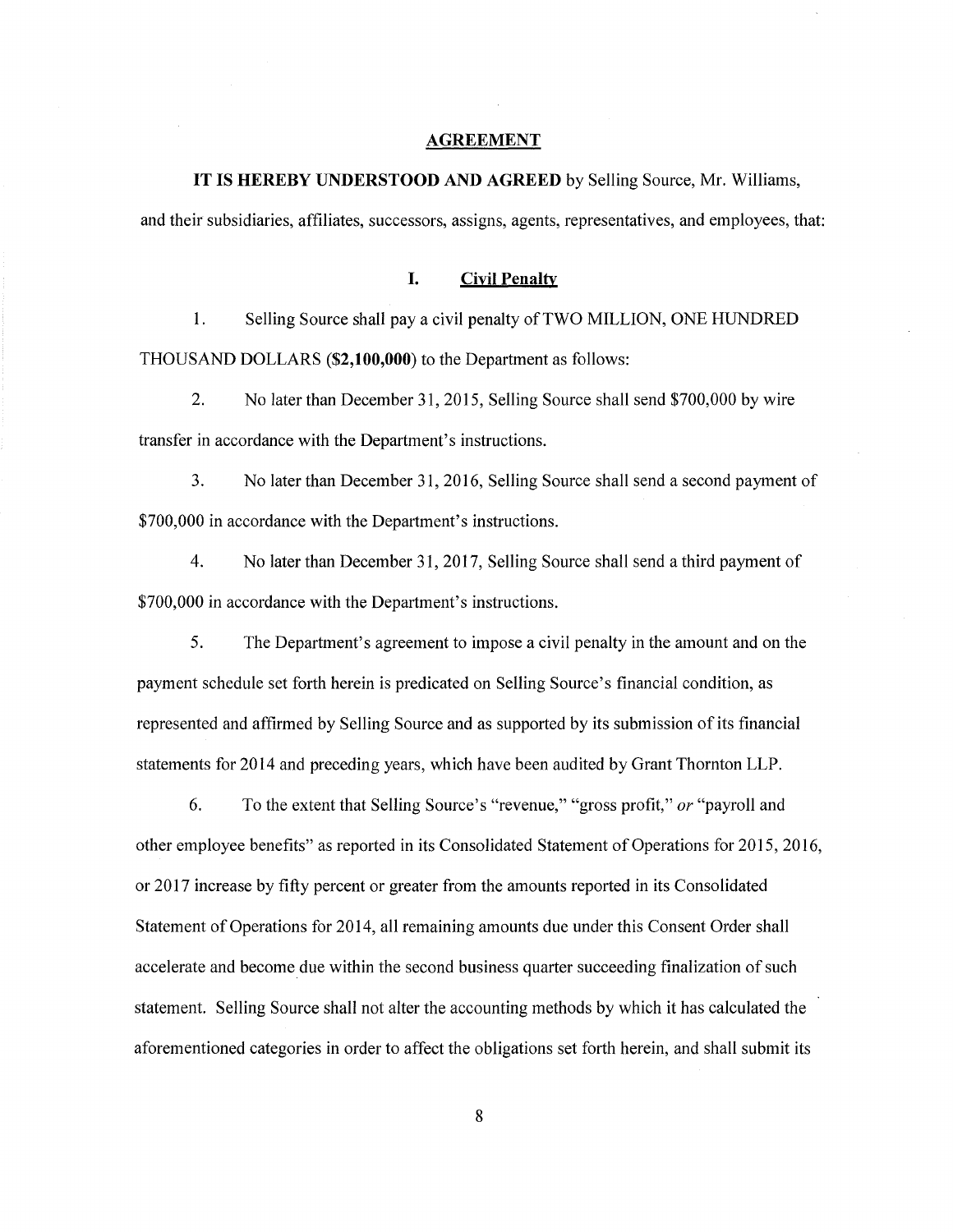## AGREEMENT

**IT IS HEREBY UNDERSTOOD AND AGREED** by Selling Source, Mr. Williams, and their subsidiaries, affiliates, successors, assigns, agents, representatives, and employees, that:

### I. Civil Penalty

1. Selling Source shall pay a civil penalty of TWO MILLION, ONE HUNDRED THOUSAND DOLLARS (**$2,100,000**) to the Department as follows:

2. No later than December 31, 2015, Selling Source shall send $700,000 by wire transfer in accordance with the Department's instructions.

3. No later than December 31, 2016, Selling Source shall send a second payment of $700,000 in accordance with the Department's instructions.

4. No later than December 31, 2017, Selling Source shall send a third payment of $700,000 in accordance with the Department's instructions.

5. The Department's agreement to impose a civil penalty in the amount and on the payment schedule set forth herein is predicated on Selling Source's financial condition, as represented and affirmed by Selling Source and as supported by its submission of its financial statements for 2014 and preceding years, which have been audited by Grant Thornton LLP.

6. To the extent that Selling Source's "revenue," "gross profit," *or* "payroll and other employee benefits" as reported in its Consolidated Statement of Operations for 2015, 2016, or 2017 increase by fifty percent or greater from the amounts reported in its Consolidated Statement of Operations for 2014, all remaining amounts due under this Consent Order shall accelerate and become due within the second business quarter succeeding finalization of such statement. Selling Source shall not alter the accounting methods by which it has calculated the aforementioned categories in order to affect the obligations set forth herein, and shall submit its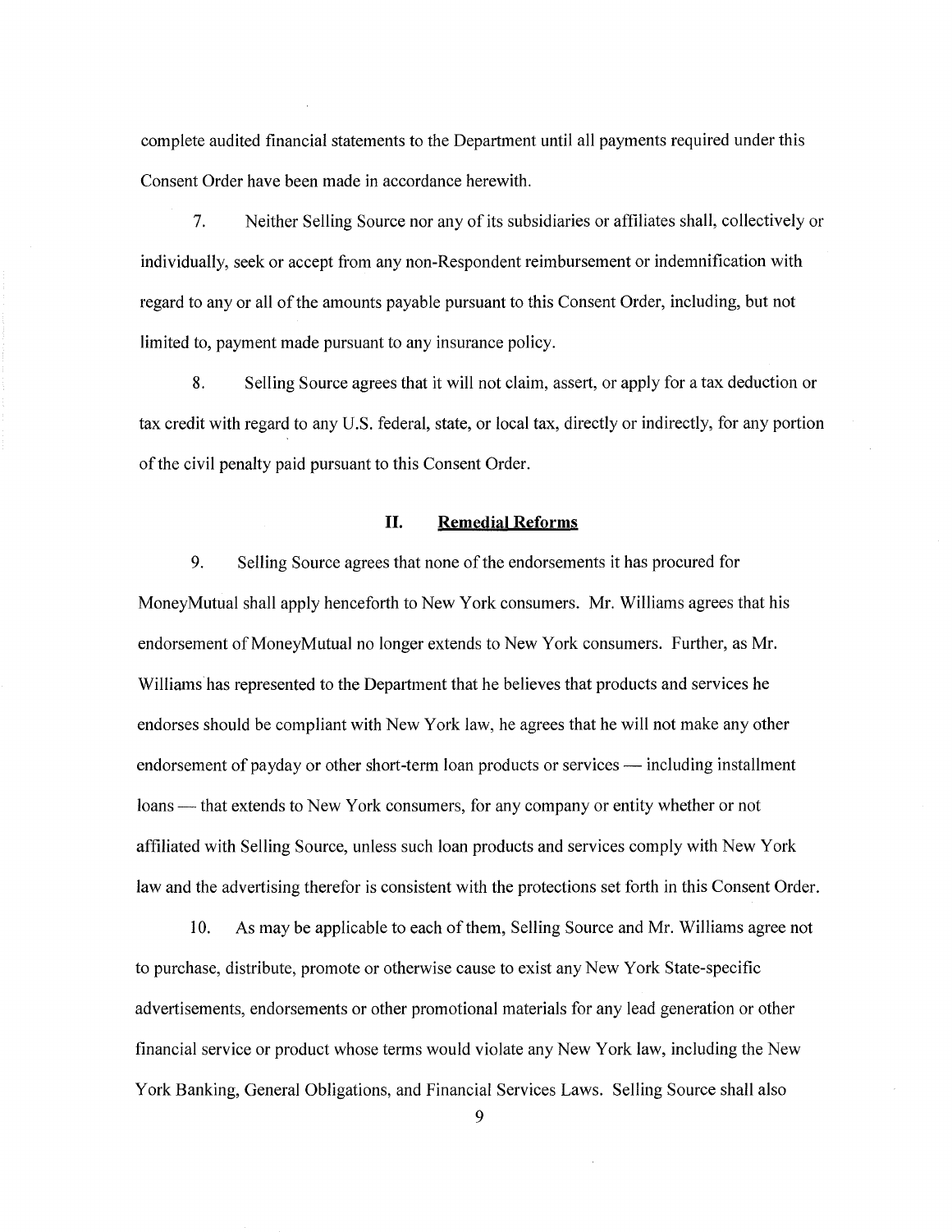complete audited financial statements to the Department until all payments required under this Consent Order have been made in accordance herewith.

7. Neither Selling Source nor any of its subsidiaries or affiliates shall, collectively or individually, seek or accept from any non-Respondent reimbursement or indemnification with regard to any or all of the amounts payable pursuant to this Consent Order, including, but not limited to, payment made pursuant to any insurance policy.

8. Selling Source agrees that it will not claim, assert, or apply for a tax deduction or tax credit with regard to any U.S. federal, state, or local tax, directly or indirectly, for any portion of the civil penalty paid pursuant to this Consent Order.

## II. Remedial Reforms

9. Selling Source agrees that none of the endorsements it has procured for MoneyMutual shall apply henceforth to New York consumers. Mr. Williams agrees that his endorsement of MoneyMutual no longer extends to New York consumers. Further, as Mr. Williams has represented to the Department that he believes that products and services he endorses should be compliant with New York law, he agrees that he will not make any other endorsement of payday or other short-term loan products or services — including installment loans — that extends to New York consumers, for any company or entity whether or not affiliated with Selling Source, unless such loan products and services comply with New York law and the advertising therefor is consistent with the protections set forth in this Consent Order.

10. As may be applicable to each of them, Selling Source and Mr. Williams agree not to purchase, distribute, promote or otherwise cause to exist any New York State-specific advertisements, endorsements or other promotional materials for any lead generation or other financial service or product whose terms would violate any New York law, including the New York Banking, General Obligations, and Financial Services Laws. Selling Source shall also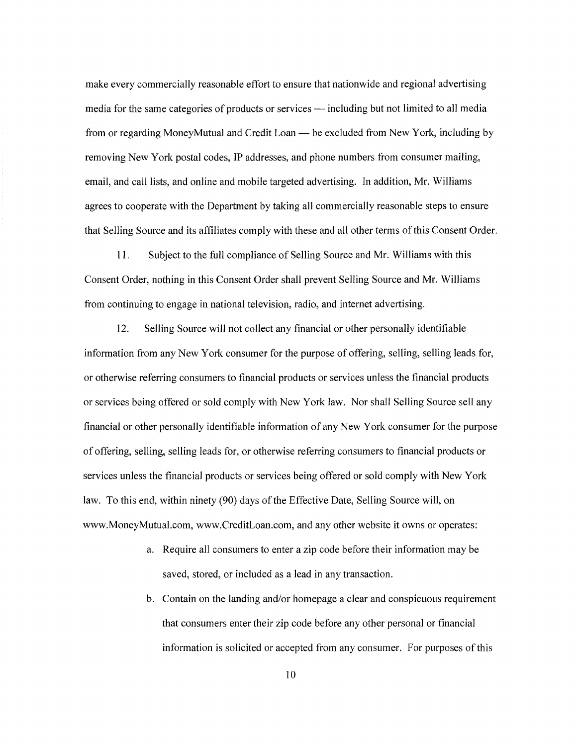make every commercially reasonable effort to ensure that nationwide and regional advertising media for the same categories of products or services — including but not limited to all media from or regarding MoneyMutual and Credit Loan — be excluded from New York, including by removing New York postal codes, IP addresses, and phone numbers from consumer mailing, email, and call lists, and online and mobile targeted advertising. In addition, Mr. Williams agrees to cooperate with the Department by taking all commercially reasonable steps to ensure that Selling Source and its affiliates comply with these and all other terms of this Consent Order.

11. Subject to the full compliance of Selling Source and Mr. Williams with this Consent Order, nothing in this Consent Order shall prevent Selling Source and Mr. Williams from continuing to engage in national television, radio, and internet advertising.

12. Selling Source will not collect any financial or other personally identifiable information from any New York consumer for the purpose of offering, selling, selling leads for, or otherwise referring consumers to financial products or services unless the financial products or services being offered or sold comply with New York law. Nor shall Selling Source sell any financial or other personally identifiable information of any New York consumer for the purpose of offering, selling, selling leads for, or otherwise referring consumers to financial products or services unless the financial products or services being offered or sold comply with New York law. To this end, within ninety (90) days of the Effective Date, Selling Source will, on www.MoneyMutual.com, www.CreditLoan.com, and any other website it owns or operates:

a. Require all consumers to enter a zip code before their information may be saved, stored, or included as a lead in any transaction.

b. Contain on the landing and/or homepage a clear and conspicuous requirement that consumers enter their zip code before any other personal or financial information is solicited or accepted from any consumer. For purposes of this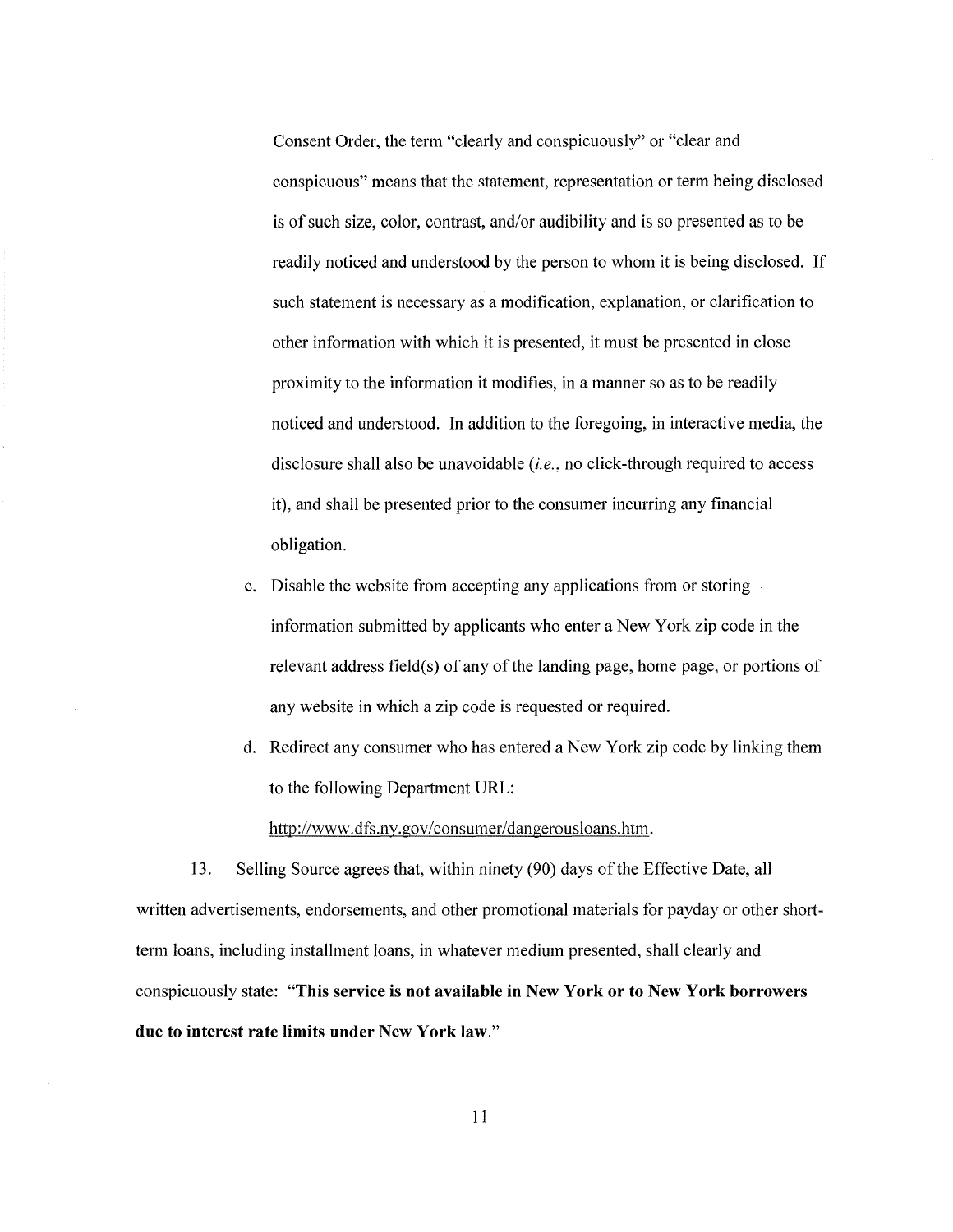Consent Order, the term "clearly and conspicuously" or "clear and conspicuous" means that the statement, representation or term being disclosed is of such size, color, contrast, and/or audibility and is so presented as to be readily noticed and understood by the person to whom it is being disclosed. If such statement is necessary as a modification, explanation, or clarification to other information with which it is presented, it must be presented in close proximity to the information it modifies, in a manner so as to be readily noticed and understood. In addition to the foregoing, in interactive media, the disclosure shall also be unavoidable (*i.e.*, no click-through required to access it), and shall be presented prior to the consumer incurring any financial obligation.

c. Disable the website from accepting any applications from or storing information submitted by applicants who enter a New York zip code in the relevant address field(s) of any of the landing page, home page, or portions of any website in which a zip code is requested or required.

d. Redirect any consumer who has entered a New York zip code by linking them to the following Department URL: http://www.dfs.ny.gov/consumer/dangerousloans.htm.

13. Selling Source agrees that, within ninety (90) days of the Effective Date, all written advertisements, endorsements, and other promotional materials for payday or other short-term loans, including installment loans, in whatever medium presented, shall clearly and conspicuously state: "**This service is not available in New York or to New York borrowers due to interest rate limits under New York law**."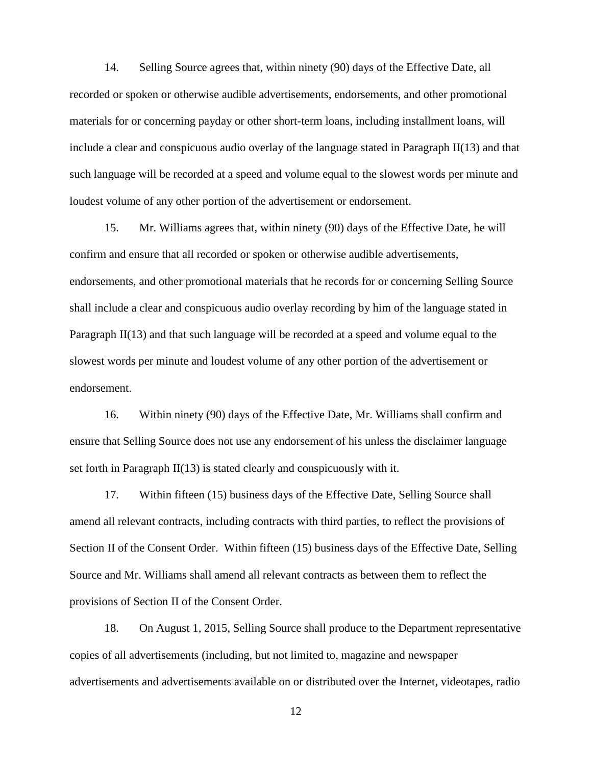14. Selling Source agrees that, within ninety (90) days of the Effective Date, all recorded or spoken or otherwise audible advertisements, endorsements, and other promotional materials for or concerning payday or other short-term loans, including installment loans, will include a clear and conspicuous audio overlay of the language stated in Paragraph II(13) and that such language will be recorded at a speed and volume equal to the slowest words per minute and loudest volume of any other portion of the advertisement or endorsement.

15. Mr. Williams agrees that, within ninety (90) days of the Effective Date, he will confirm and ensure that all recorded or spoken or otherwise audible advertisements, endorsements, and other promotional materials that he records for or concerning Selling Source shall include a clear and conspicuous audio overlay recording by him of the language stated in Paragraph II(13) and that such language will be recorded at a speed and volume equal to the slowest words per minute and loudest volume of any other portion of the advertisement or endorsement.

16. Within ninety (90) days of the Effective Date, Mr. Williams shall confirm and ensure that Selling Source does not use any endorsement of his unless the disclaimer language set forth in Paragraph II(13) is stated clearly and conspicuously with it.

17. Within fifteen (15) business days of the Effective Date, Selling Source shall amend all relevant contracts, including contracts with third parties, to reflect the provisions of Section II of the Consent Order. Within fifteen (15) business days of the Effective Date, Selling Source and Mr. Williams shall amend all relevant contracts as between them to reflect the provisions of Section II of the Consent Order.

18. On August 1, 2015, Selling Source shall produce to the Department representative copies of all advertisements (including, but not limited to, magazine and newspaper advertisements and advertisements available on or distributed over the Internet, videotapes, radio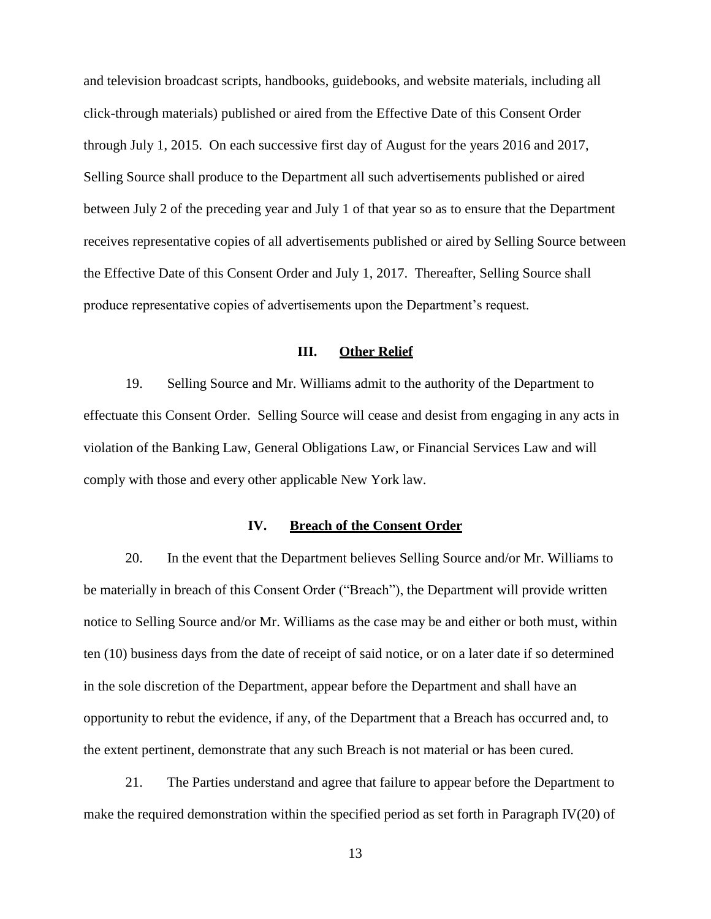and television broadcast scripts, handbooks, guidebooks, and website materials, including all click-through materials) published or aired from the Effective Date of this Consent Order through July 1, 2015. On each successive first day of August for the years 2016 and 2017, Selling Source shall produce to the Department all such advertisements published or aired between July 2 of the preceding year and July 1 of that year so as to ensure that the Department receives representative copies of all advertisements published or aired by Selling Source between the Effective Date of this Consent Order and July 1, 2017. Thereafter, Selling Source shall produce representative copies of advertisements upon the Department's request.

## III. Other Relief

19. Selling Source and Mr. Williams admit to the authority of the Department to effectuate this Consent Order. Selling Source will cease and desist from engaging in any acts in violation of the Banking Law, General Obligations Law, or Financial Services Law and will comply with those and every other applicable New York law.

## IV. Breach of the Consent Order

20. In the event that the Department believes Selling Source and/or Mr. Williams to be materially in breach of this Consent Order ("Breach"), the Department will provide written notice to Selling Source and/or Mr. Williams as the case may be and either or both must, within ten (10) business days from the date of receipt of said notice, or on a later date if so determined in the sole discretion of the Department, appear before the Department and shall have an opportunity to rebut the evidence, if any, of the Department that a Breach has occurred and, to the extent pertinent, demonstrate that any such Breach is not material or has been cured.

21. The Parties understand and agree that failure to appear before the Department to make the required demonstration within the specified period as set forth in Paragraph IV(20) of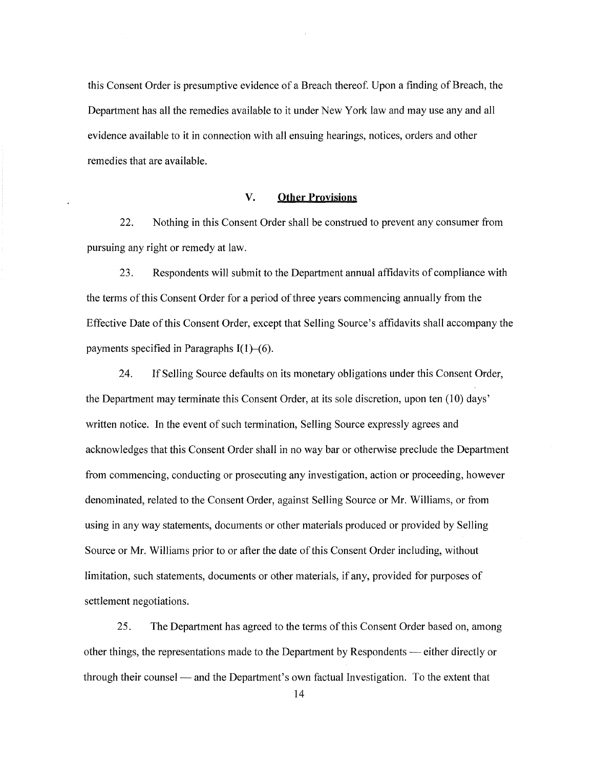this Consent Order is presumptive evidence of a Breach thereof. Upon a finding of Breach, the Department has all the remedies available to it under New York law and may use any and all evidence available to it in connection with all ensuing hearings, notices, orders and other remedies that are available.

## V. Other Provisions

22. Nothing in this Consent Order shall be construed to prevent any consumer from pursuing any right or remedy at law.

23. Respondents will submit to the Department annual affidavits of compliance with the terms of this Consent Order for a period of three years commencing annually from the Effective Date of this Consent Order, except that Selling Source's affidavits shall accompany the payments specified in Paragraphs I(1)–(6).

24. If Selling Source defaults on its monetary obligations under this Consent Order, the Department may terminate this Consent Order, at its sole discretion, upon ten (10) days' written notice. In the event of such termination, Selling Source expressly agrees and acknowledges that this Consent Order shall in no way bar or otherwise preclude the Department from commencing, conducting or prosecuting any investigation, action or proceeding, however denominated, related to the Consent Order, against Selling Source or Mr. Williams, or from using in any way statements, documents or other materials produced or provided by Selling Source or Mr. Williams prior to or after the date of this Consent Order including, without limitation, such statements, documents or other materials, if any, provided for purposes of settlement negotiations.

25. The Department has agreed to the terms of this Consent Order based on, among other things, the representations made to the Department by Respondents — either directly or through their counsel — and the Department's own factual Investigation. To the extent that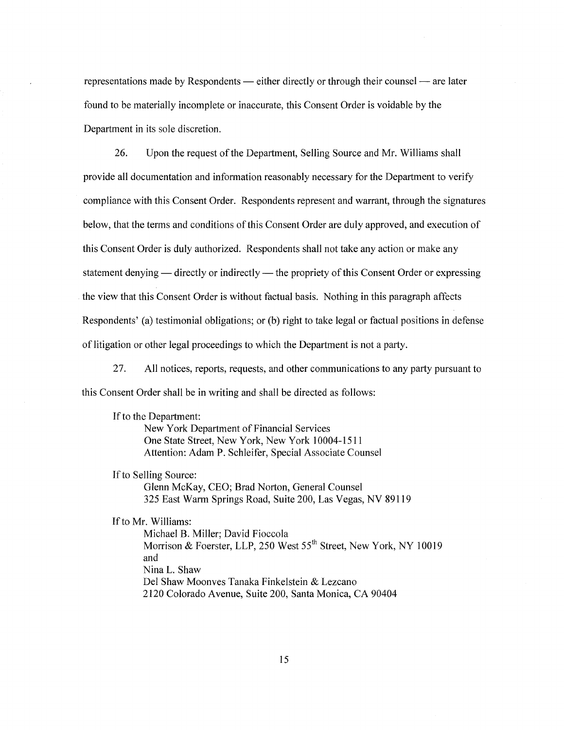representations made by Respondents — either directly or through their counsel — are later found to be materially incomplete or inaccurate, this Consent Order is voidable by the Department in its sole discretion.

26. Upon the request of the Department, Selling Source and Mr. Williams shall provide all documentation and information reasonably necessary for the Department to verify compliance with this Consent Order. Respondents represent and warrant, through the signatures below, that the terms and conditions of this Consent Order are duly approved, and execution of this Consent Order is duly authorized. Respondents shall not take any action or make any statement denying — directly or indirectly — the propriety of this Consent Order or expressing the view that this Consent Order is without factual basis. Nothing in this paragraph affects Respondents' (a) testimonial obligations; or (b) right to take legal or factual positions in defense of litigation or other legal proceedings to which the Department is not a party.

27. All notices, reports, requests, and other communications to any party pursuant to this Consent Order shall be in writing and shall be directed as follows:

If to the Department:
New York Department of Financial Services
One State Street, New York, New York 10004-1511
Attention: Adam P. Schleifer, Special Associate Counsel

If to Selling Source:
Glenn McKay, CEO; Brad Norton, General Counsel
325 East Warm Springs Road, Suite 200, Las Vegas, NV 89119

If to Mr. Williams:
Michael B. Miller; David Fioccola
Morrison & Foerster, LLP, 250 West 55th Street, New York, NY 10019
and
Nina L. Shaw
Del Shaw Moonves Tanaka Finkelstein & Lezcano
2120 Colorado Avenue, Suite 200, Santa Monica, CA 90404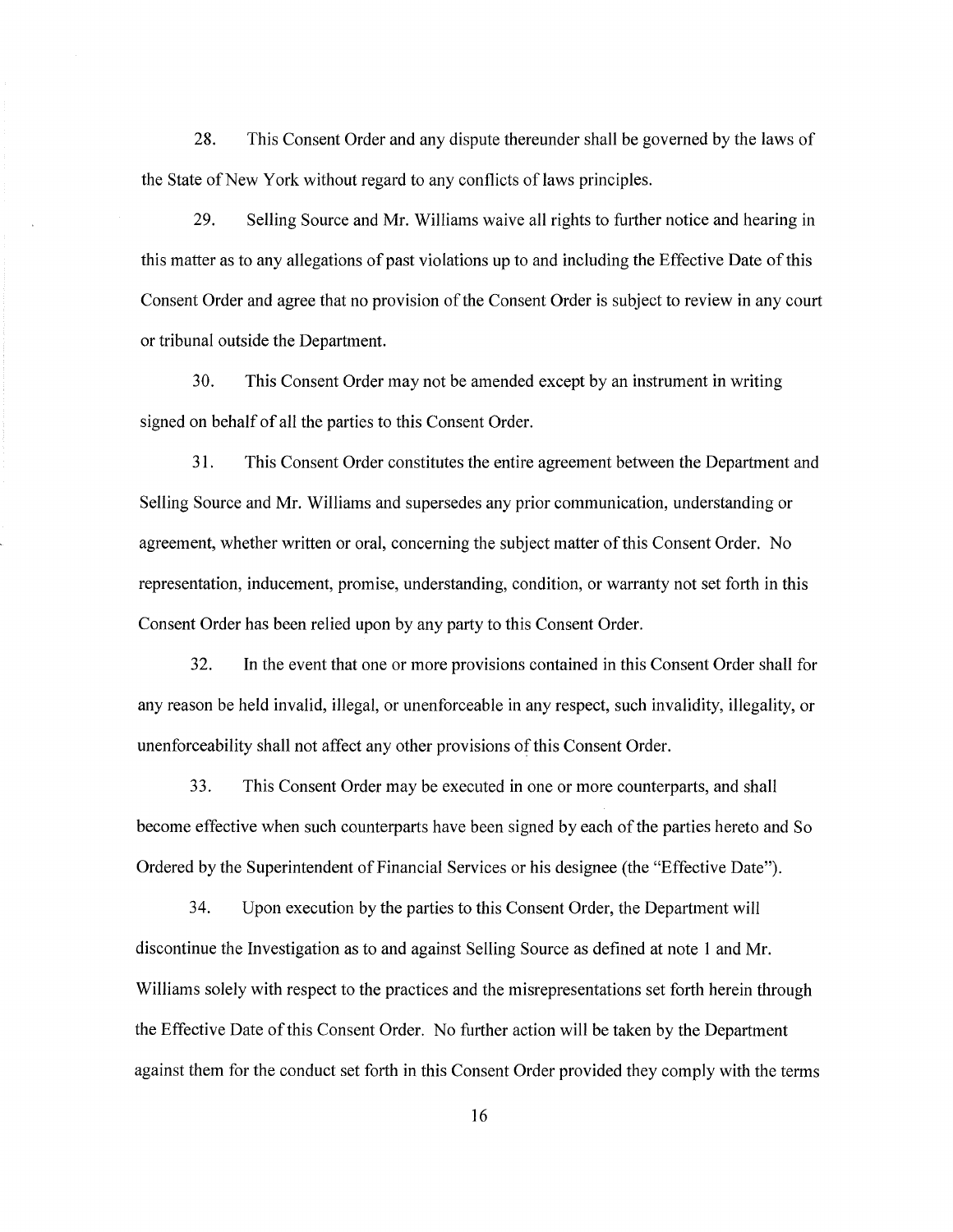28. This Consent Order and any dispute thereunder shall be governed by the laws of the State of New York without regard to any conflicts of laws principles.

29. Selling Source and Mr. Williams waive all rights to further notice and hearing in this matter as to any allegations of past violations up to and including the Effective Date of this Consent Order and agree that no provision of the Consent Order is subject to review in any court or tribunal outside the Department.

30. This Consent Order may not be amended except by an instrument in writing signed on behalf of all the parties to this Consent Order.

31. This Consent Order constitutes the entire agreement between the Department and Selling Source and Mr. Williams and supersedes any prior communication, understanding or agreement, whether written or oral, concerning the subject matter of this Consent Order. No representation, inducement, promise, understanding, condition, or warranty not set forth in this Consent Order has been relied upon by any party to this Consent Order.

32. In the event that one or more provisions contained in this Consent Order shall for any reason be held invalid, illegal, or unenforceable in any respect, such invalidity, illegality, or unenforceability shall not affect any other provisions of this Consent Order.

33. This Consent Order may be executed in one or more counterparts, and shall become effective when such counterparts have been signed by each of the parties hereto and So Ordered by the Superintendent of Financial Services or his designee (the "Effective Date").

34. Upon execution by the parties to this Consent Order, the Department will discontinue the Investigation as to and against Selling Source as defined at note 1 and Mr. Williams solely with respect to the practices and the misrepresentations set forth herein through the Effective Date of this Consent Order. No further action will be taken by the Department against them for the conduct set forth in this Consent Order provided they comply with the terms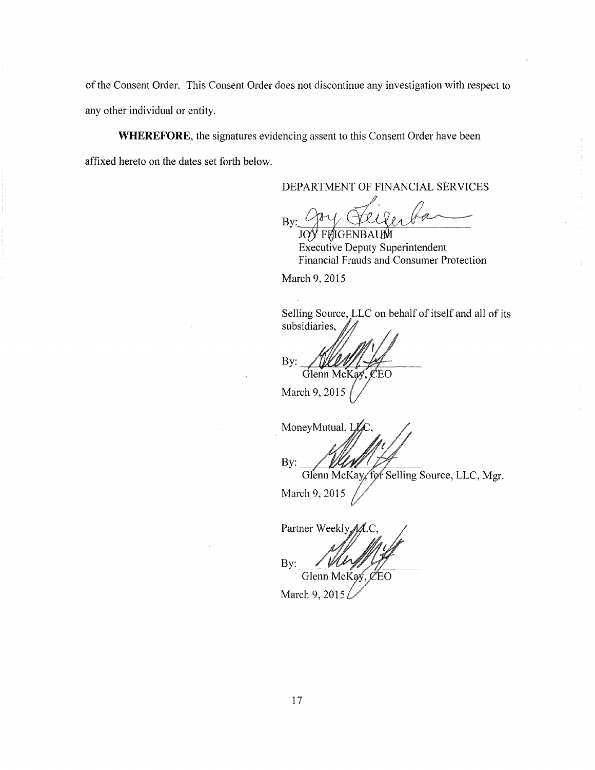of the Consent Order. This Consent Order does not discontinue any investigation with respect to any other individual or entity.

**WHEREFORE**, the signatures evidencing assent to this Consent Order have been affixed hereto on the dates set forth below.

DEPARTMENT OF FINANCIAL SERVICES

By: ______________________
JOY FEIGENBAUM
Executive Deputy Superintendent
Financial Frauds and Consumer Protection

March 9, 2015

Selling Source, LLC on behalf of itself and all of its subsidiaries,

By: ______________________
Glenn McKay, CEO

March 9, 2015

MoneyMutual, LLC,

By: ______________________
Glenn McKay, for Selling Source, LLC, Mgr.

March 9, 2015

Partner Weekly, LLC,

By: ______________________
Glenn McKay, CEO

March 9, 2015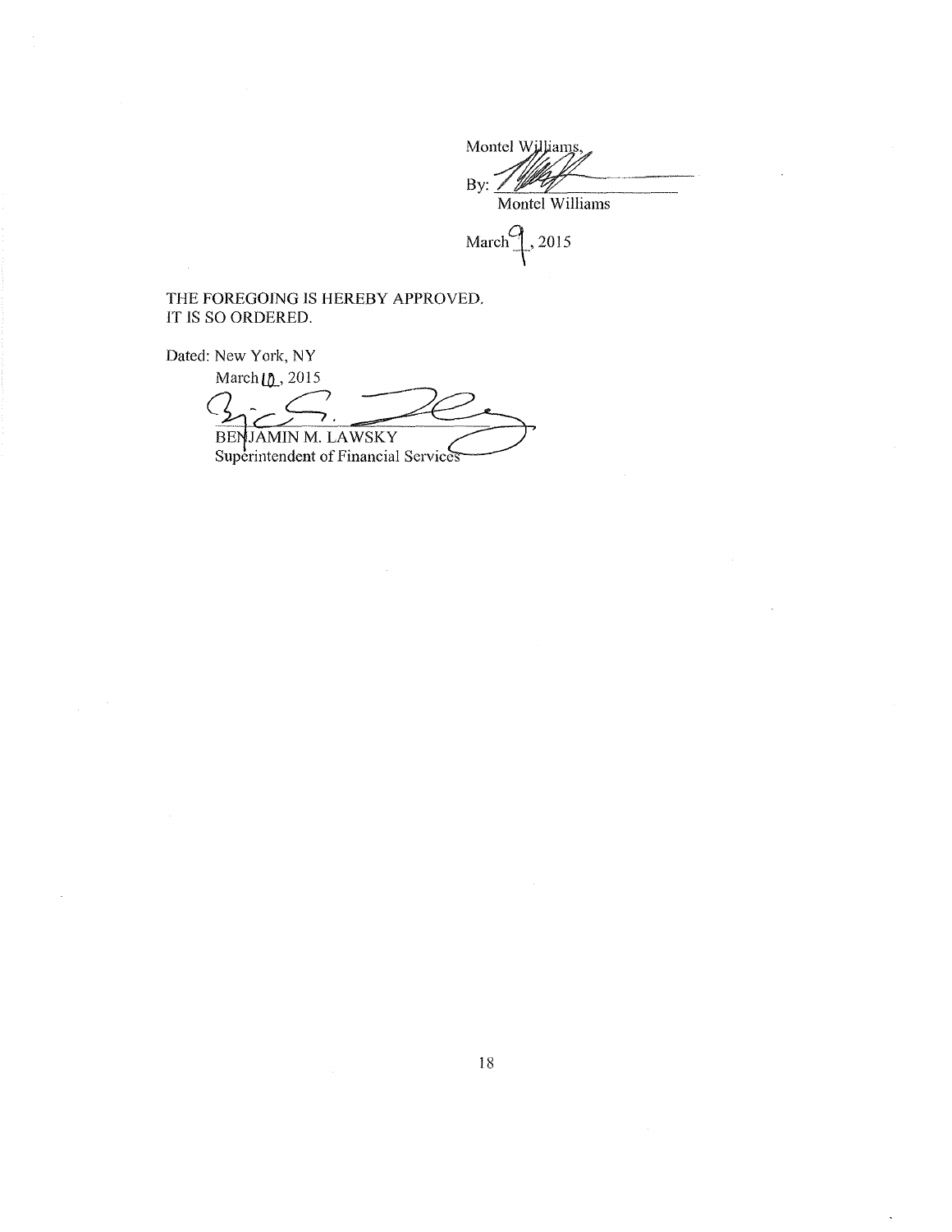Montel Williams,

By: ______________________

Montel Williams

March 9, 2015

THE FOREGOING IS HEREBY APPROVED.
IT IS SO ORDERED.

Dated: New York, NY

March 10, 2015

______________________

BENJAMIN M. LAWSKY
Superintendent of Financial Services